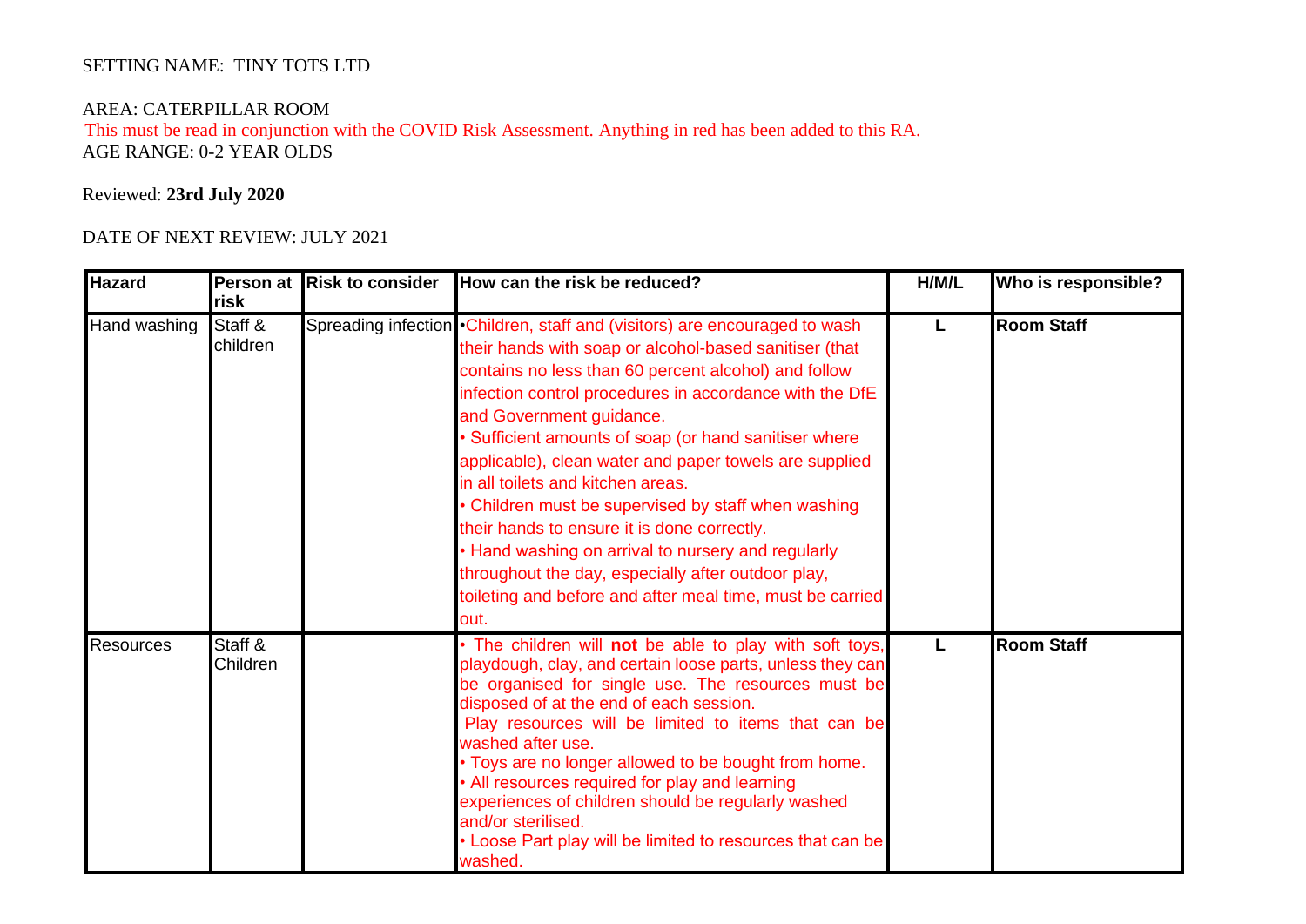SETTING NAME: TINY TOTS LTD

AREA: CATERPILLAR ROOM

This must be read in conjunction with the COVID Risk Assessment. Anything in red has been added to this RA.

AGE RANGE: 0-2 YEAR OLDS

Reviewed: **23rd July 2020**

DATE OF NEXT REVIEW: JULY 2021

| Hazard | Person at risk | Risk to consider | How can the risk be reduced? | H/M/L | Who is responsible? |
|---|---|---|---|---|---|
| Hand washing | Staff & children | Spreading infection | •Children, staff and (visitors) are encouraged to wash their hands with soap or alcohol-based sanitiser (that contains no less than 60 percent alcohol) and follow infection control procedures in accordance with the DfE and Government guidance.<br>• Sufficient amounts of soap (or hand sanitiser where applicable), clean water and paper towels are supplied in all toilets and kitchen areas.<br>• Children must be supervised by staff when washing their hands to ensure it is done correctly.<br>• Hand washing on arrival to nursery and regularly throughout the day, especially after outdoor play, toileting and before and after meal time, must be carried out. | L | **Room Staff** |
| Resources | Staff & Children | | • The children will **not** be able to play with soft toys, playdough, clay, and certain loose parts, unless they can be organised for single use. The resources must be disposed of at the end of each session.<br>Play resources will be limited to items that can be washed after use.<br>• Toys are no longer allowed to be bought from home.<br>• All resources required for play and learning experiences of children should be regularly washed and/or sterilised.<br>• Loose Part play will be limited to resources that can be washed. | L | **Room Staff** |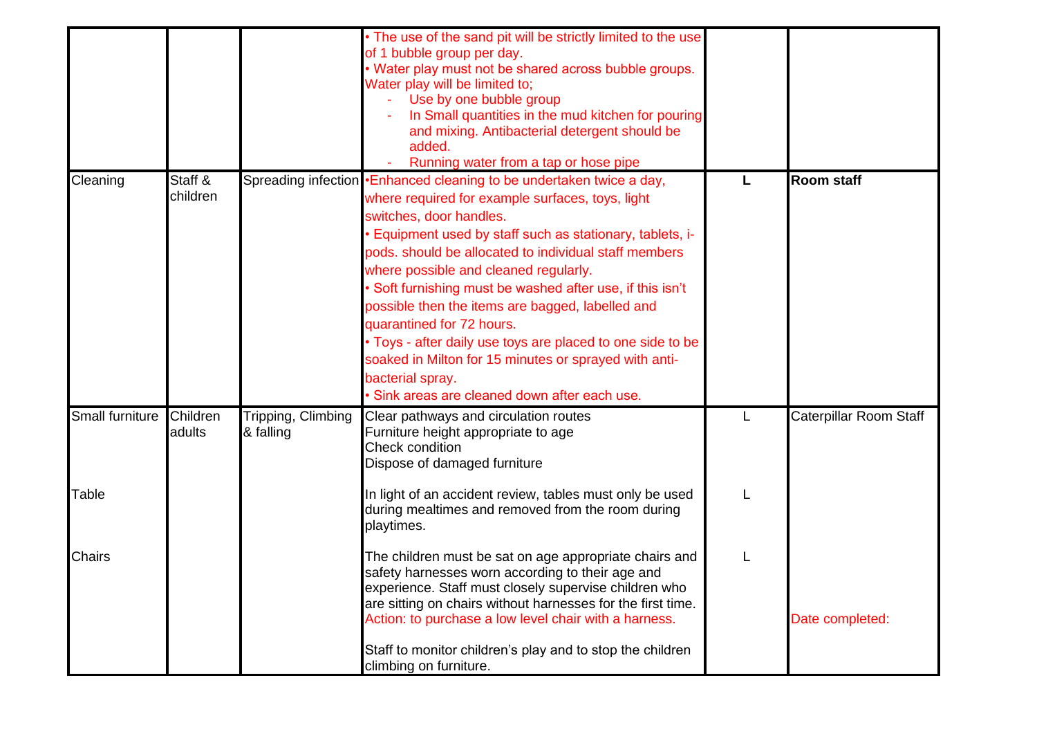| | | | | | |
|---|---|---|---|---|---|
| | | | • The use of the sand pit will be strictly limited to the use of 1 bubble group per day.<br>• Water play must not be shared across bubble groups. Water play will be limited to;<br>- Use by one bubble group<br>- In Small quantities in the mud kitchen for pouring and mixing. Antibacterial detergent should be added.<br>- Running water from a tap or hose pipe | | |
| Cleaning | Staff & children | Spreading infection | •Enhanced cleaning to be undertaken twice a day, where required for example surfaces, toys, light switches, door handles.<br>• Equipment used by staff such as stationary, tablets, i-pods. should be allocated to individual staff members where possible and cleaned regularly.<br>• Soft furnishing must be washed after use, if this isn't possible then the items are bagged, labelled and quarantined for 72 hours.<br>• Toys - after daily use toys are placed to one side to be soaked in Milton for 15 minutes or sprayed with anti-bacterial spray.<br>• Sink areas are cleaned down after each use. | **L** | **Room staff** |
| Small furniture | Children adults | Tripping, Climbing & falling | Clear pathways and circulation routes<br>Furniture height appropriate to age<br>Check condition<br>Dispose of damaged furniture | L | Caterpillar Room Staff |
| Table | | | In light of an accident review, tables must only be used during mealtimes and removed from the room during playtimes. | L | |
| Chairs | | | The children must be sat on age appropriate chairs and safety harnesses worn according to their age and experience. Staff must closely supervise children who are sitting on chairs without harnesses for the first time.<br>Action: to purchase a low level chair with a harness.<br><br>Staff to monitor children's play and to stop the children climbing on furniture. | L | Date completed: |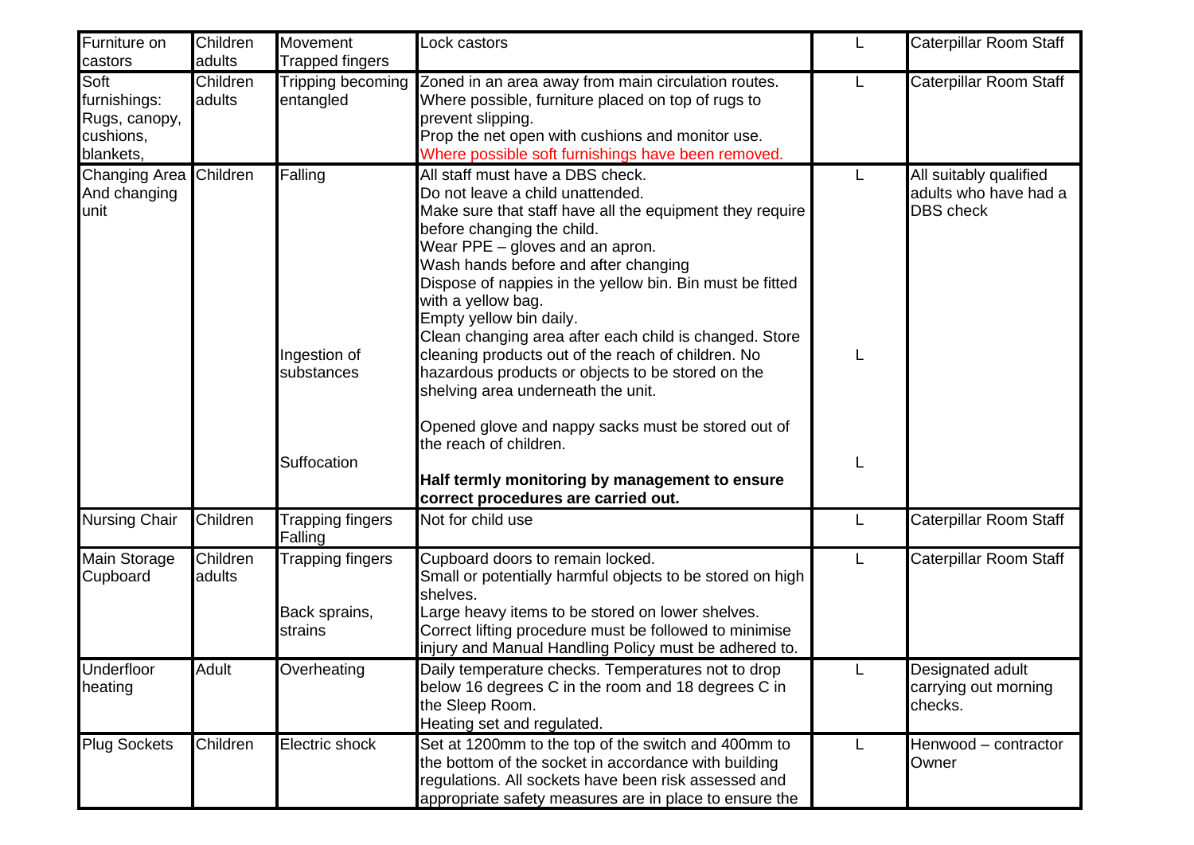| Furniture on castors | Children adults | Movement Trapped fingers | Lock castors | L | Caterpillar Room Staff |
|---|---|---|---|---|---|
| Soft furnishings: Rugs, canopy, cushions, blankets, | Children adults | Tripping becoming entangled | Zoned in an area away from main circulation routes.<br>Where possible, furniture placed on top of rugs to prevent slipping.<br>Prop the net open with cushions and monitor use.<br>Where possible soft furnishings have been removed. | L | Caterpillar Room Staff |
| Changing Area And changing unit | Children | Falling<br><br>Ingestion of substances<br><br>Suffocation | All staff must have a DBS check.<br>Do not leave a child unattended.<br>Make sure that staff have all the equipment they require before changing the child.<br>Wear PPE – gloves and an apron.<br>Wash hands before and after changing<br>Dispose of nappies in the yellow bin. Bin must be fitted with a yellow bag.<br>Empty yellow bin daily.<br>Clean changing area after each child is changed. Store cleaning products out of the reach of children. No hazardous products or objects to be stored on the shelving area underneath the unit.<br><br>Opened glove and nappy sacks must be stored out of the reach of children.<br><br>**Half termly monitoring by management to ensure correct procedures are carried out.** | L<br><br>L<br><br>L | All suitably qualified adults who have had a DBS check |
| Nursing Chair | Children | Trapping fingers Falling | Not for child use | L | Caterpillar Room Staff |
| Main Storage Cupboard | Children adults | Trapping fingers<br><br>Back sprains, strains | Cupboard doors to remain locked.<br>Small or potentially harmful objects to be stored on high shelves.<br>Large heavy items to be stored on lower shelves.<br>Correct lifting procedure must be followed to minimise injury and Manual Handling Policy must be adhered to. | L | Caterpillar Room Staff |
| Underfloor heating | Adult | Overheating | Daily temperature checks. Temperatures not to drop below 16 degrees C in the room and 18 degrees C in the Sleep Room.<br>Heating set and regulated. | L | Designated adult carrying out morning checks. |
| Plug Sockets | Children | Electric shock | Set at 1200mm to the top of the switch and 400mm to the bottom of the socket in accordance with building regulations. All sockets have been risk assessed and appropriate safety measures are in place to ensure the | L | Henwood – contractor Owner |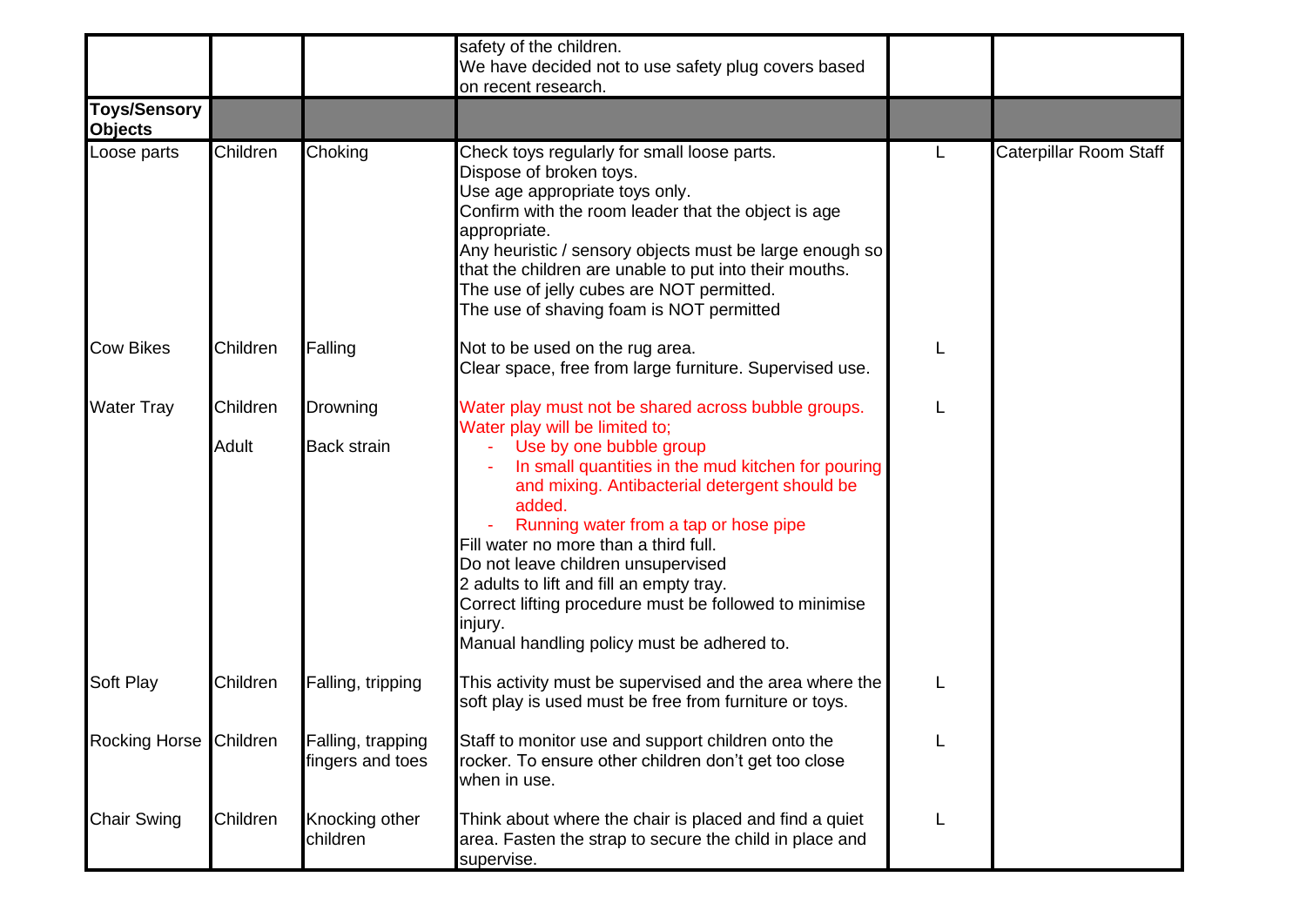| | | | | | |
|---|---|---|---|---|---|
| | | | safety of the children.<br>We have decided not to use safety plug covers based on recent research. | | |
| **Toys/Sensory Objects** | | | | | |
| Loose parts | Children | Choking | Check toys regularly for small loose parts.<br>Dispose of broken toys.<br>Use age appropriate toys only.<br>Confirm with the room leader that the object is age appropriate.<br>Any heuristic / sensory objects must be large enough so that the children are unable to put into their mouths.<br>The use of jelly cubes are NOT permitted.<br>The use of shaving foam is NOT permitted | L | Caterpillar Room Staff |
| Cow Bikes | Children | Falling | Not to be used on the rug area.<br>Clear space, free from large furniture. Supervised use. | L | |
| Water Tray | Children<br><br>Adult | Drowning<br><br>Back strain | Water play must not be shared across bubble groups.<br>Water play will be limited to;<br>- Use by one bubble group<br>- In small quantities in the mud kitchen for pouring and mixing. Antibacterial detergent should be added.<br>- Running water from a tap or hose pipe<br>Fill water no more than a third full.<br>Do not leave children unsupervised<br>2 adults to lift and fill an empty tray.<br>Correct lifting procedure must be followed to minimise injury.<br>Manual handling policy must be adhered to. | L | |
| Soft Play | Children | Falling, tripping | This activity must be supervised and the area where the soft play is used must be free from furniture or toys. | L | |
| Rocking Horse | Children | Falling, trapping fingers and toes | Staff to monitor use and support children onto the rocker. To ensure other children don't get too close when in use. | L | |
| Chair Swing | Children | Knocking other children | Think about where the chair is placed and find a quiet area. Fasten the strap to secure the child in place and supervise. | L | |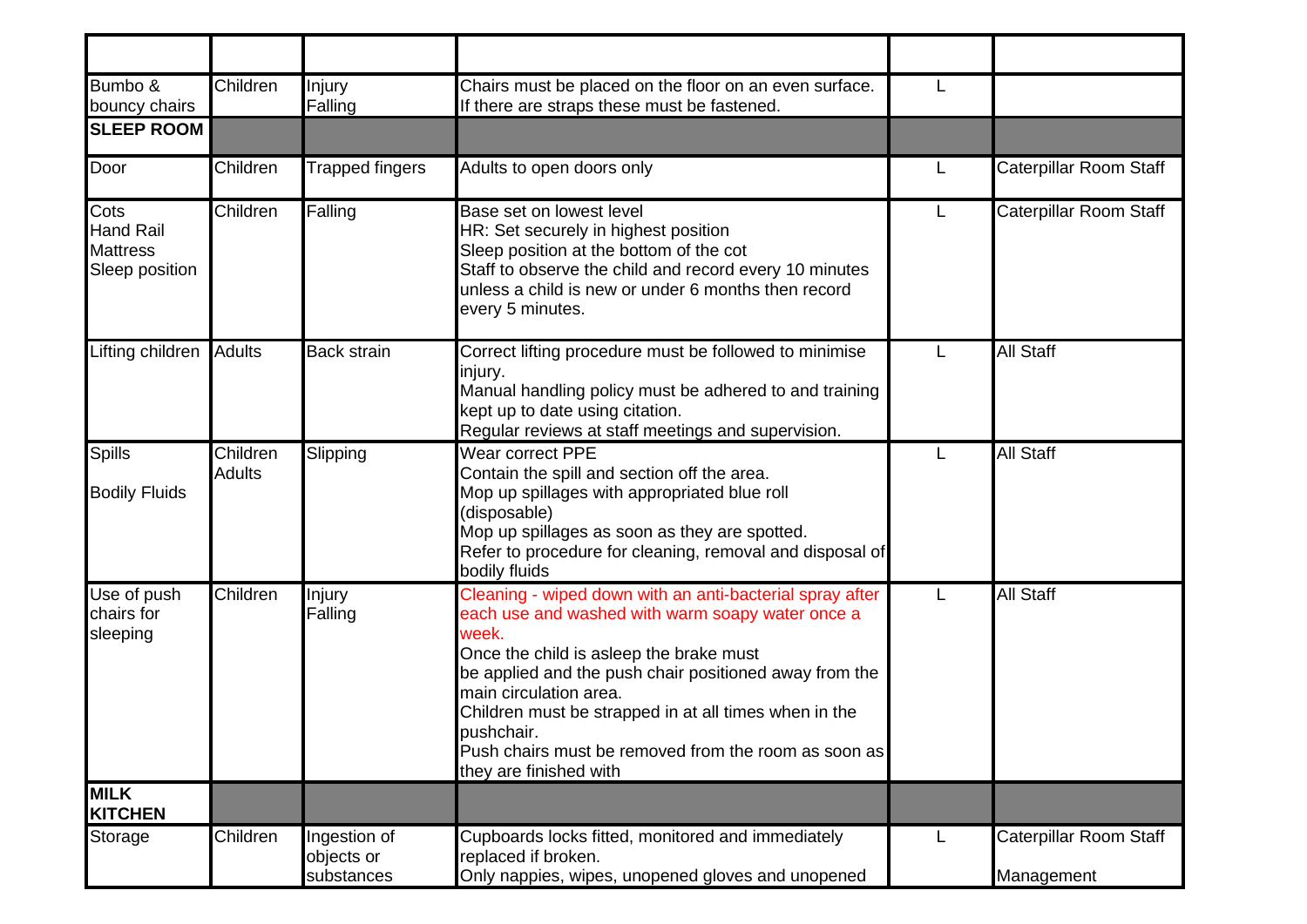| | | | | | |
|---|---|---|---|---|---|
| Bumbo & bouncy chairs | Children | Injury<br>Falling | Chairs must be placed on the floor on an even surface.<br>If there are straps these must be fastened. | L | |
| **SLEEP ROOM** | | | | | |
| Door | Children | Trapped fingers | Adults to open doors only | L | Caterpillar Room Staff |
| Cots<br>Hand Rail<br>Mattress<br>Sleep position | Children | Falling | Base set on lowest level<br>HR: Set securely in highest position<br>Sleep position at the bottom of the cot<br>Staff to observe the child and record every 10 minutes unless a child is new or under 6 months then record every 5 minutes. | L | Caterpillar Room Staff |
| Lifting children | Adults | Back strain | Correct lifting procedure must be followed to minimise injury.<br>Manual handling policy must be adhered to and training kept up to date using citation.<br>Regular reviews at staff meetings and supervision. | L | All Staff |
| Spills<br><br>Bodily Fluids | Children<br>Adults | Slipping | Wear correct PPE<br>Contain the spill and section off the area.<br>Mop up spillages with appropriated blue roll (disposable)<br>Mop up spillages as soon as they are spotted.<br>Refer to procedure for cleaning, removal and disposal of bodily fluids | L | All Staff |
| Use of push chairs for sleeping | Children | Injury<br>Falling | Cleaning - wiped down with an anti-bacterial spray after each use and washed with warm soapy water once a week.<br>Once the child is asleep the brake must be applied and the push chair positioned away from the main circulation area.<br>Children must be strapped in at all times when in the pushchair.<br>Push chairs must be removed from the room as soon as they are finished with | L | All Staff |
| **MILK KITCHEN** | | | | | |
| Storage | Children | Ingestion of objects or substances | Cupboards locks fitted, monitored and immediately replaced if broken.<br>Only nappies, wipes, unopened gloves and unopened | L | Caterpillar Room Staff<br><br>Management |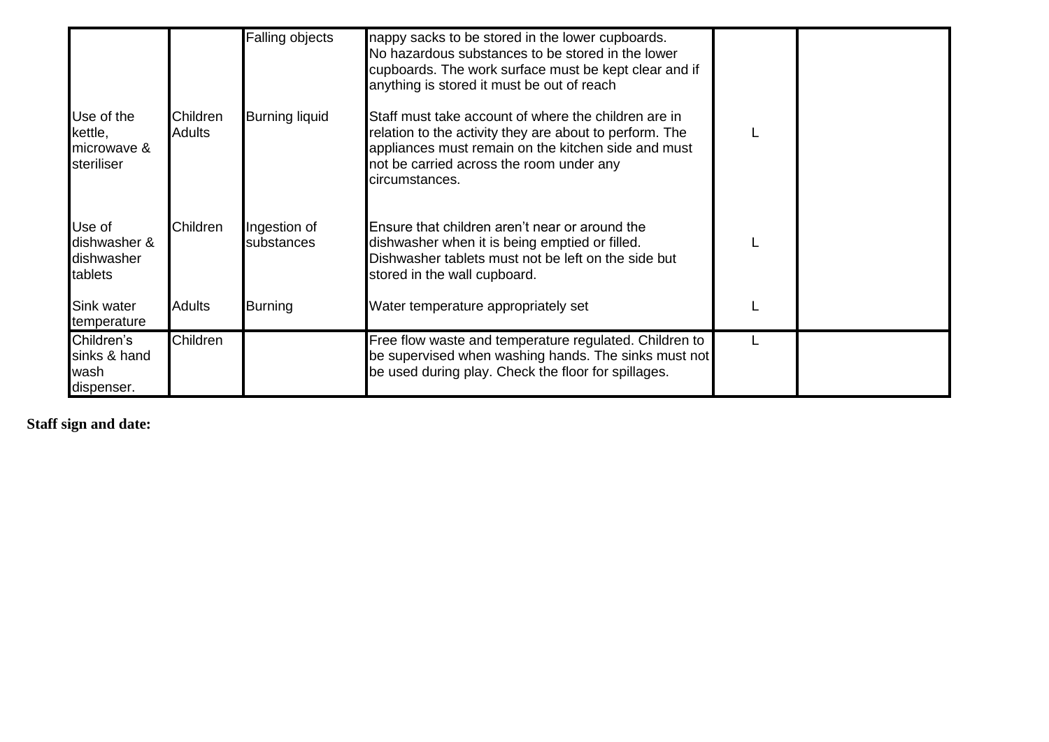| | | | | | |
|---|---|---|---|---|---|
| | | Falling objects | nappy sacks to be stored in the lower cupboards. No hazardous substances to be stored in the lower cupboards. The work surface must be kept clear and if anything is stored it must be out of reach | | |
| Use of the kettle, microwave & steriliser | Children Adults | Burning liquid | Staff must take account of where the children are in relation to the activity they are about to perform. The appliances must remain on the kitchen side and must not be carried across the room under any circumstances. | L | |
| Use of dishwasher & dishwasher tablets | Children | Ingestion of substances | Ensure that children aren't near or around the dishwasher when it is being emptied or filled. Dishwasher tablets must not be left on the side but stored in the wall cupboard. | L | |
| Sink water temperature | Adults | Burning | Water temperature appropriately set | L | |
| Children's sinks & hand wash dispenser. | Children | | Free flow waste and temperature regulated. Children to be supervised when washing hands. The sinks must not be used during play. Check the floor for spillages. | L | |

**Staff sign and date:**